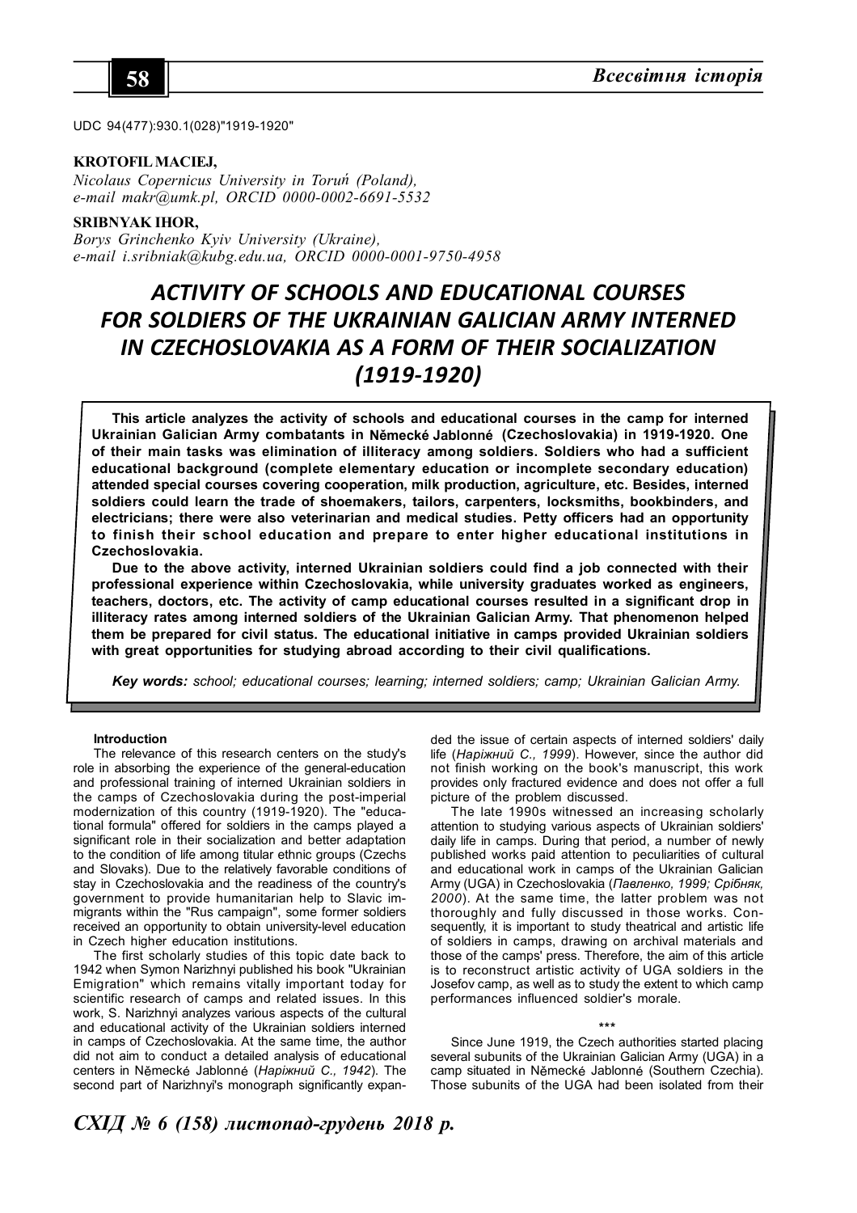UDC 94(477):930.1(028)"1919-1920"

**KROTOFIL MACIEJ,**
*Nicolaus Copernicus University in Toruń (Poland),*
*e-mail makr@umk.pl, ORCID 0000-0002-6691-5532*

**SRIBNYAK IHOR,**
*Borys Grinchenko Kyiv University (Ukraine),*
*e-mail i.sribniak@kubg.edu.ua, ORCID 0000-0001-9750-4958*

# ACTIVITY OF SCHOOLS AND EDUCATIONAL COURSES FOR SOLDIERS OF THE UKRAINIAN GALICIAN ARMY INTERNED IN CZECHOSLOVAKIA AS A FORM OF THEIR SOCIALIZATION (1919-1920)

**This article analyzes the activity of schools and educational courses in the camp for interned Ukrainian Galician Army combatants in Německé Jablonné (Czechoslovakia) in 1919-1920. One of their main tasks was elimination of illiteracy among soldiers. Soldiers who had a sufficient educational background (complete elementary education or incomplete secondary education) attended special courses covering cooperation, milk production, agriculture, etc. Besides, interned soldiers could learn the trade of shoemakers, tailors, carpenters, locksmiths, bookbinders, and electricians; there were also veterinarian and medical studies. Petty officers had an opportunity to finish their school education and prepare to enter higher educational institutions in Czechoslovakia.**

**Due to the above activity, interned Ukrainian soldiers could find a job connected with their professional experience within Czechoslovakia, while university graduates worked as engineers, teachers, doctors, etc. The activity of camp educational courses resulted in a significant drop in illiteracy rates among interned soldiers of the Ukrainian Galician Army. That phenomenon helped them be prepared for civil status. The educational initiative in camps provided Ukrainian soldiers with great opportunities for studying abroad according to their civil qualifications.**

***Key words:*** *school; educational courses; learning; interned soldiers; camp; Ukrainian Galician Army.*

**Introduction**

The relevance of this research centers on the study's role in absorbing the experience of the general-education and professional training of interned Ukrainian soldiers in the camps of Czechoslovakia during the post-imperial modernization of this country (1919-1920). The "educational formula" offered for soldiers in the camps played a significant role in their socialization and better adaptation to the condition of life among titular ethnic groups (Czechs and Slovaks). Due to the relatively favorable conditions of stay in Czechoslovakia and the readiness of the country's government to provide humanitarian help to Slavic immigrants within the "Rus campaign", some former soldiers received an opportunity to obtain university-level education in Czech higher education institutions.

The first scholarly studies of this topic date back to 1942 when Symon Narizhnyi published his book "Ukrainian Emigration" which remains vitally important today for scientific research of camps and related issues. In this work, S. Narizhnyi analyzes various aspects of the cultural and educational activity of the Ukrainian soldiers interned in camps of Czechoslovakia. At the same time, the author did not aim to conduct a detailed analysis of educational centers in Německé Jablonné (*Наріжний С., 1942*). The second part of Narizhnyi's monograph significantly expanded the issue of certain aspects of interned soldiers' daily life (*Наріжний С., 1999*). However, since the author did not finish working on the book's manuscript, this work provides only fractured evidence and does not offer a full picture of the problem discussed.

The late 1990s witnessed an increasing scholarly attention to studying various aspects of Ukrainian soldiers' daily life in camps. During that period, a number of newly published works paid attention to peculiarities of cultural and educational work in camps of the Ukrainian Galician Army (UGA) in Czechoslovakia (*Павленко, 1999; Срібняк, 2000*). At the same time, the latter problem was not thoroughly and fully discussed in those works. Consequently, it is important to study theatrical and artistic life of soldiers in camps, drawing on archival materials and those of the camps' press. Therefore, the aim of this article is to reconstruct artistic activity of UGA soldiers in the Josefov camp, as well as to study the extent to which camp performances influenced soldier's morale.

\*\*\*

Since June 1919, the Czech authorities started placing several subunits of the Ukrainian Galician Army (UGA) in a camp situated in Německé Jablonné (Southern Czechia). Those subunits of the UGA had been isolated from their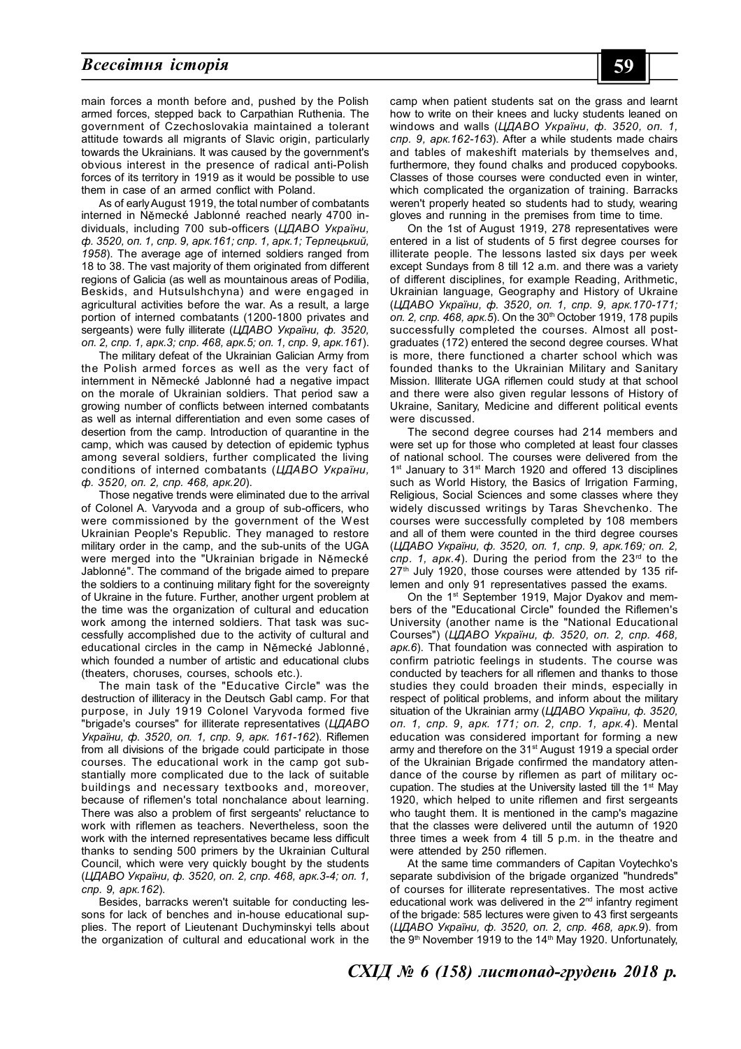main forces a month before and, pushed by the Polish armed forces, stepped back to Carpathian Ruthenia. The government of Czechoslovakia maintained a tolerant attitude towards all migrants of Slavic origin, particularly towards the Ukrainians. It was caused by the government's obvious interest in the presence of radical anti-Polish forces of its territory in 1919 as it would be possible to use them in case of an armed conflict with Poland.

As of early August 1919, the total number of combatants interned in Německé Jablonné reached nearly 4700 individuals, including 700 sub-officers (*ЦДАВО України, ф. 3520, оп. 1, спр. 9, арк.161; спр. 1, арк.1; Терлецький, 1958*). The average age of interned soldiers ranged from 18 to 38. The vast majority of them originated from different regions of Galicia (as well as mountainous areas of Podilia, Beskids, and Hutsulshchyna) and were engaged in agricultural activities before the war. As a result, a large portion of interned combatants (1200-1800 privates and sergeants) were fully illiterate (*ЦДАВО України, ф. 3520, оп. 2, спр. 1, арк.3; спр. 468, арк.5; оп. 1, спр. 9, арк.161*).

The military defeat of the Ukrainian Galician Army from the Polish armed forces as well as the very fact of internment in Německé Jablonné had a negative impact on the morale of Ukrainian soldiers. That period saw a growing number of conflicts between interned combatants as well as internal differentiation and even some cases of desertion from the camp. Introduction of quarantine in the camp, which was caused by detection of epidemic typhus among several soldiers, further complicated the living conditions of interned combatants (*ЦДАВО України, ф. 3520, оп. 2, спр. 468, арк.20*).

Those negative trends were eliminated due to the arrival of Colonel A. Varyvoda and a group of sub-officers, who were commissioned by the government of the West Ukrainian People's Republic. They managed to restore military order in the camp, and the sub-units of the UGA were merged into the "Ukrainian brigade in Německé Jablonné". The command of the brigade aimed to prepare the soldiers to a continuing military fight for the sovereignty of Ukraine in the future. Further, another urgent problem at the time was the organization of cultural and education work among the interned soldiers. That task was successfully accomplished due to the activity of cultural and educational circles in the camp in Německé Jablonné, which founded a number of artistic and educational clubs (theaters, choruses, courses, schools etc.).

The main task of the "Educative Circle" was the destruction of illiteracy in the Deutsch Gabl camp. For that purpose, in July 1919 Colonel Varyvoda formed five "brigade's courses" for illiterate representatives (*ЦДАВО України, ф. 3520, оп. 1, спр. 9, арк. 161-162*). Riflemen from all divisions of the brigade could participate in those courses. The educational work in the camp got substantially more complicated due to the lack of suitable buildings and necessary textbooks and, moreover, because of riflemen's total nonchalance about learning. There was also a problem of first sergeants' reluctance to work with riflemen as teachers. Nevertheless, soon the work with the interned representatives became less difficult thanks to sending 500 primers by the Ukrainian Cultural Council, which were very quickly bought by the students (*ЦДАВО України, ф. 3520, оп. 2, спр. 468, арк.3-4; оп. 1, спр. 9, арк.162*).

Besides, barracks weren't suitable for conducting lessons for lack of benches and in-house educational supplies. The report of Lieutenant Duchyminskyi tells about the organization of cultural and educational work in the camp when patient students sat on the grass and learnt how to write on their knees and lucky students leaned on windows and walls (*ЦДАВО України, ф. 3520, оп. 1, спр. 9, арк.162-163*). After a while students made chairs and tables of makeshift materials by themselves and, furthermore, they found chalks and produced copybooks. Classes of those courses were conducted even in winter, which complicated the organization of training. Barracks weren't properly heated so students had to study, wearing gloves and running in the premises from time to time.

On the 1st of August 1919, 278 representatives were entered in a list of students of 5 first degree courses for illiterate people. The lessons lasted six days per week except Sundays from 8 till 12 a.m. and there was a variety of different disciplines, for example Reading, Arithmetic, Ukrainian language, Geography and History of Ukraine (*ЦДАВО України, ф. 3520, оп. 1, спр. 9, арк.170-171; оп. 2, спр. 468, арк.5*). On the 30th October 1919, 178 pupils successfully completed the courses. Almost all post-graduates (172) entered the second degree courses. What is more, there functioned a charter school which was founded thanks to the Ukrainian Military and Sanitary Mission. Illiterate UGA riflemen could study at that school and there were also given regular lessons of History of Ukraine, Sanitary, Medicine and different political events were discussed.

The second degree courses had 214 members and were set up for those who completed at least four classes of national school. The courses were delivered from the 1st January to 31st March 1920 and offered 13 disciplines such as World History, the Basics of Irrigation Farming, Religious, Social Sciences and some classes where they widely discussed writings by Taras Shevchenko. The courses were successfully completed by 108 members and all of them were counted in the third degree courses (*ЦДАВО України, ф. 3520, оп. 1, спр. 9, арк.169; оп. 2, спр. 1, арк.4*). During the period from the 23rd to the 27th July 1920, those courses were attended by 135 riflemen and only 91 representatives passed the exams.

On the 1st September 1919, Major Dyakov and members of the "Educational Circle" founded the Riflemen's University (another name is the "National Educational Courses") (*ЦДАВО України, ф. 3520, оп. 2, спр. 468, арк.6*). That foundation was connected with aspiration to confirm patriotic feelings in students. The course was conducted by teachers for all riflemen and thanks to those studies they could broaden their minds, especially in respect of political problems, and inform about the military situation of the Ukrainian army (*ЦДАВО України, ф. 3520, оп. 1, спр. 9, арк. 171; оп. 2, спр. 1, арк.4*). Mental education was considered important for forming a new army and therefore on the 31st August 1919 a special order of the Ukrainian Brigade confirmed the mandatory attendance of the course by riflemen as part of military occupation. The studies at the University lasted till the 1st May 1920, which helped to unite riflemen and first sergeants who taught them. It is mentioned in the camp's magazine that the classes were delivered until the autumn of 1920 three times a week from 4 till 5 p.m. in the theatre and were attended by 250 riflemen.

At the same time commanders of Capitan Voytechko's separate subdivision of the brigade organized "hundreds" of courses for illiterate representatives. The most active educational work was delivered in the 2nd infantry regiment of the brigade: 585 lectures were given to 43 first sergeants (*ЦДАВО України, ф. 3520, оп. 2, спр. 468, арк.9*). from the 9th November 1919 to the 14th May 1920. Unfortunately,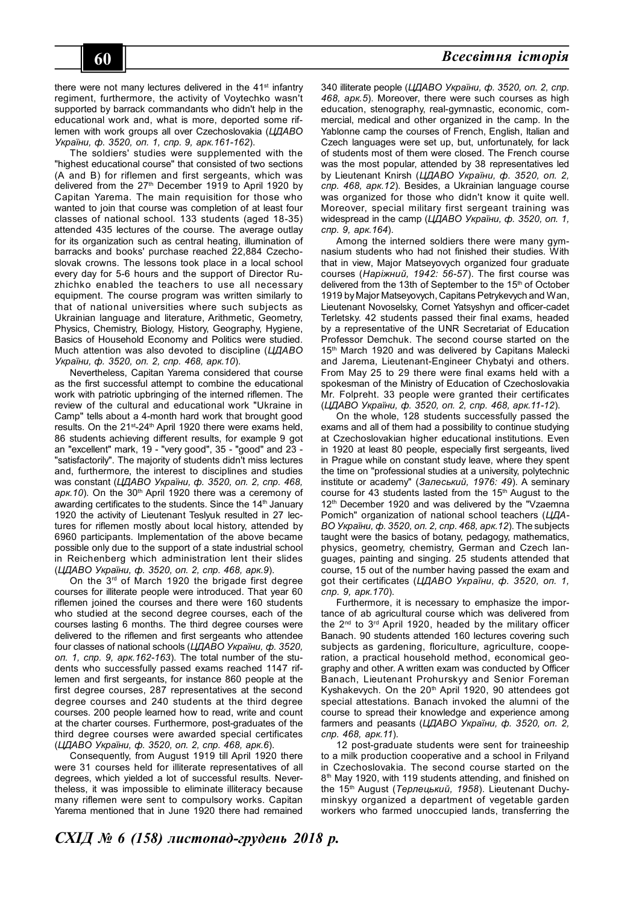there were not many lectures delivered in the 41st infantry regiment, furthermore, the activity of Voytechko wasn't supported by barrack commandants who didn't help in the educational work and, what is more, deported some riflemen with work groups all over Czechoslovakia (*ЦДАВО України, ф. 3520, оп. 1, спр. 9, арк.161-162*).

The soldiers' studies were supplemented with the "highest educational course" that consisted of two sections (A and B) for riflemen and first sergeants, which was delivered from the 27th December 1919 to April 1920 by Capitan Yarema. The main requisition for those who wanted to join that course was completion of at least four classes of national school. 133 students (aged 18-35) attended 435 lectures of the course. The average outlay for its organization such as central heating, illumination of barracks and books' purchase reached 22,884 Czechoslovak crowns. The lessons took place in a local school every day for 5-6 hours and the support of Director Ruzhichko enabled the teachers to use all necessary equipment. The course program was written similarly to that of national universities where such subjects as Ukrainian language and literature, Arithmetic, Geometry, Physics, Chemistry, Biology, History, Geography, Hygiene, Basics of Household Economy and Politics were studied. Much attention was also devoted to discipline (*ЦДАВО України, ф. 3520, оп. 2, спр. 468, арк.10*).

Nevertheless, Capitan Yarema considered that course as the first successful attempt to combine the educational work with patriotic upbringing of the interned riflemen. The review of the cultural and educational work "Ukraine in Camp" tells about a 4-month hard work that brought good results. On the 21st-24th April 1920 there were exams held, 86 students achieving different results, for example 9 got an "excellent" mark, 19 - "very good", 35 - "good" and 23 - "satisfactorily". The majority of students didn't miss lectures and, furthermore, the interest to disciplines and studies was constant (*ЦДАВО України, ф. 3520, оп. 2, спр. 468, арк.10*). On the 30th April 1920 there was a ceremony of awarding certificates to the students. Since the 14th January 1920 the activity of Lieutenant Teslyuk resulted in 27 lectures for riflemen mostly about local history, attended by 6960 participants. Implementation of the above became possible only due to the support of a state industrial school in Reichenberg which administration lent their slides (*ЦДАВО України, ф. 3520, оп. 2, спр. 468, арк.9*).

On the 3rd of March 1920 the brigade first degree courses for illiterate people were introduced. That year 60 riflemen joined the courses and there were 160 students who studied at the second degree courses, each of the courses lasting 6 months. The third degree courses were delivered to the riflemen and first sergeants who attendee four classes of national schools (*ЦДАВО України, ф. 3520, оп. 1, спр. 9, арк.162-163*). The total number of the students who successfully passed exams reached 1147 riflemen and first sergeants, for instance 860 people at the first degree courses, 287 representatives at the second degree courses and 240 students at the third degree courses. 200 people learned how to read, write and count at the charter courses. Furthermore, post-graduates of the third degree courses were awarded special certificates (*ЦДАВО України, ф. 3520, оп. 2, спр. 468, арк.6*).

Consequently, from August 1919 till April 1920 there were 31 courses held for illiterate representatives of all degrees, which yielded a lot of successful results. Nevertheless, it was impossible to eliminate illiteracy because many riflemen were sent to compulsory works. Capitan Yarema mentioned that in June 1920 there had remained 340 illiterate people (*ЦДАВО України, ф. 3520, оп. 2, спр. 468, арк.5*). Moreover, there were such courses as high education, stenography, real-gymnastic, economic, commercial, medical and other organized in the camp. In the Yablonne camp the courses of French, English, Italian and Czech languages were set up, but, unfortunately, for lack of students most of them were closed. The French course was the most popular, attended by 38 representatives led by Lieutenant Knirsh (*ЦДАВО України, ф. 3520, оп. 2, спр. 468, арк.12*). Besides, a Ukrainian language course was organized for those who didn't know it quite well. Moreover, special military first sergeant training was widespread in the camp (*ЦДАВО України, ф. 3520, оп. 1, спр. 9, арк.164*).

Among the interned soldiers there were many gymnasium students who had not finished their studies. With that in view, Major Matseyovych organized four graduate courses (*Наріжний, 1942: 56-57*). The first course was delivered from the 13th of September to the 15th of October 1919 by Major Matseyovych, Capitans Petrykevych and Wan, Lieutenant Novoselsky, Cornet Yatsyshyn and officer-cadet Terletsky. 42 students passed their final exams, headed by a representative of the UNR Secretariat of Education Professor Demchuk. The second course started on the 15th March 1920 and was delivered by Capitans Malecki and Jarema, Lieutenant-Engineer Chybatyi and others. From May 25 to 29 there were final exams held with a spokesman of the Ministry of Education of Czechoslovakia Mr. Folpreht. 33 people were granted their certificates (*ЦДАВО України, ф. 3520, оп. 2, спр. 468, арк.11-12*).

On the whole, 128 students successfully passed the exams and all of them had a possibility to continue studying at Czechoslovakian higher educational institutions. Even in 1920 at least 80 people, especially first sergeants, lived in Prague while on constant study leave, where they spent the time on "professional studies at a university, polytechnic institute or academy" (*Залеський, 1976: 49*). A seminary course for 43 students lasted from the 15th August to the 12th December 1920 and was delivered by the "Vzaemna Pomich" organization of national school teachers (*ЦДАВО України, ф. 3520, оп. 2, спр. 468, арк.12*). The subjects taught were the basics of botany, pedagogy, mathematics, physics, geometry, chemistry, German and Czech languages, painting and singing. 25 students attended that course, 15 out of the number having passed the exam and got their certificates (*ЦДАВО України, ф. 3520, оп. 1, спр. 9, арк.170*).

Furthermore, it is necessary to emphasize the importance of ab agricultural course which was delivered from the 2nd to 3rd April 1920, headed by the military officer Banach. 90 students attended 160 lectures covering such subjects as gardening, floriculture, agriculture, cooperation, a practical household method, economical geography and other. A written exam was conducted by Officer Banach, Lieutenant Prohurskyy and Senior Foreman Kyshakevych. On the 20th April 1920, 90 attendees got special attestations. Banach invoked the alumni of the course to spread their knowledge and experience among farmers and peasants (*ЦДАВО України, ф. 3520, оп. 2, спр. 468, арк.11*).

12 post-graduate students were sent for traineeship to a milk production cooperative and a school in Frilyand in Czechoslovakia. The second course started on the 8th May 1920, with 119 students attending, and finished on the 15th August (*Терлецький, 1958*). Lieutenant Duchyminskyy organized a department of vegetable garden workers who farmed unoccupied lands, transferring the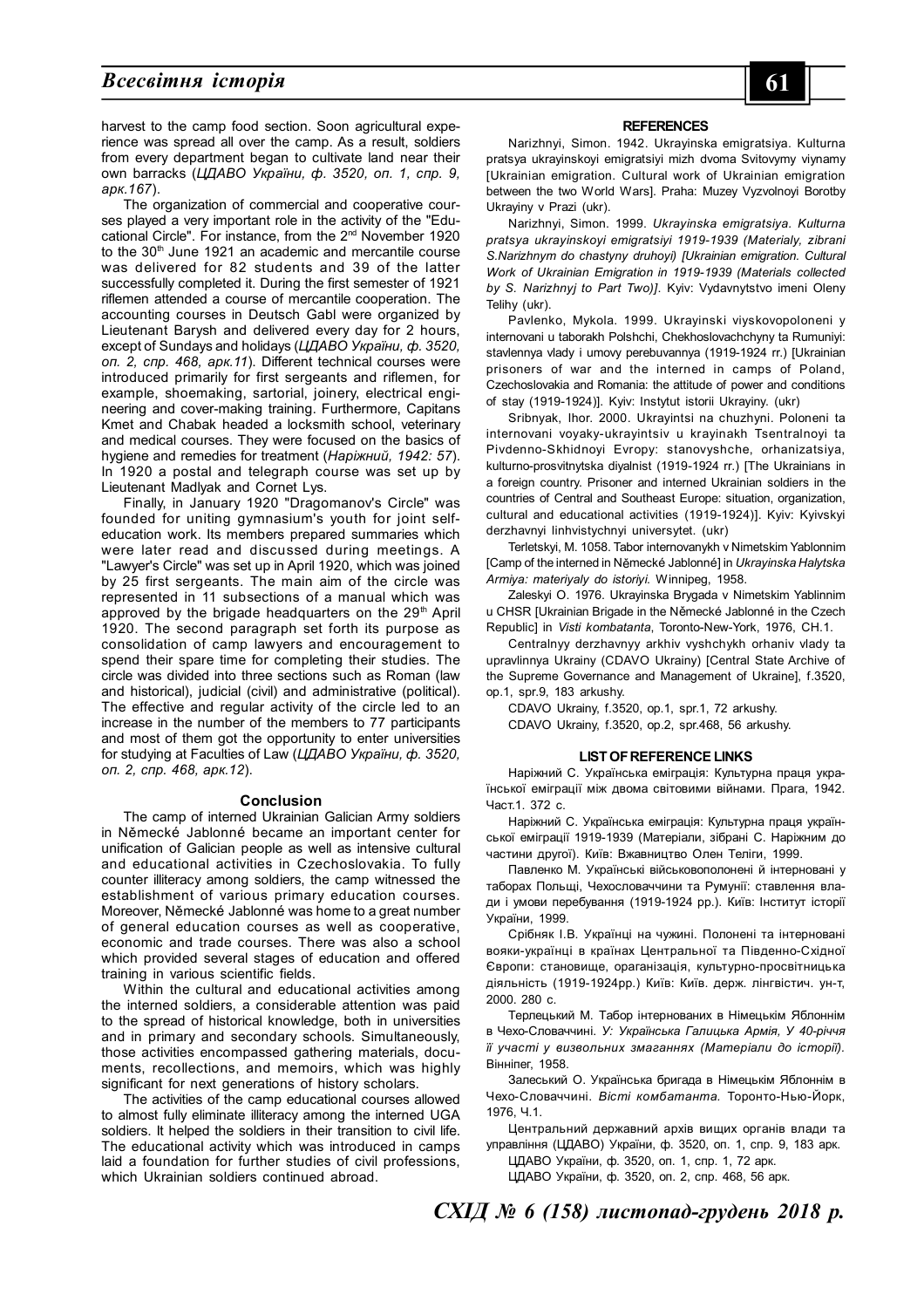harvest to the camp food section. Soon agricultural experience was spread all over the camp. As a result, soldiers from every department began to cultivate land near their own barracks (*ЦДАВО України, ф. 3520, оп. 1, спр. 9, арк.167*).

The organization of commercial and cooperative courses played a very important role in the activity of the "Educational Circle". For instance, from the 2nd November 1920 to the 30th June 1921 an academic and mercantile course was delivered for 82 students and 39 of the latter successfully completed it. During the first semester of 1921 riflemen attended a course of mercantile cooperation. The accounting courses in Deutsch Gabl were organized by Lieutenant Barysh and delivered every day for 2 hours, except of Sundays and holidays (*ЦДАВО України, ф. 3520, оп. 2, спр. 468, арк.11*). Different technical courses were introduced primarily for first sergeants and riflemen, for example, shoemaking, sartorial, joinery, electrical engineering and cover-making training. Furthermore, Capitans Kmet and Chabak headed a locksmith school, veterinary and medical courses. They were focused on the basics of hygiene and remedies for treatment (*Наріжний, 1942: 57*). In 1920 a postal and telegraph course was set up by Lieutenant Madlyak and Cornet Lys.

Finally, in January 1920 "Dragomanov's Circle" was founded for uniting gymnasium's youth for joint self-education work. Its members prepared summaries which were later read and discussed during meetings. A "Lawyer's Circle" was set up in April 1920, which was joined by 25 first sergeants. The main aim of the circle was represented in 11 subsections of a manual which was approved by the brigade headquarters on the 29th April 1920. The second paragraph set forth its purpose as consolidation of camp lawyers and encouragement to spend their spare time for completing their studies. The circle was divided into three sections such as Roman (law and historical), judicial (civil) and administrative (political). The effective and regular activity of the circle led to an increase in the number of the members to 77 participants and most of them got the opportunity to enter universities for studying at Faculties of Law (*ЦДАВО України, ф. 3520, оп. 2, спр. 468, арк.12*).

## Conclusion

The camp of interned Ukrainian Galician Army soldiers in Německé Jablonné became an important center for unification of Galician people as well as intensive cultural and educational activities in Czechoslovakia. To fully counter illiteracy among soldiers, the camp witnessed the establishment of various primary education courses. Moreover, Německé Jablonné was home to a great number of general education courses as well as cooperative, economic and trade courses. There was also a school which provided several stages of education and offered training in various scientific fields.

Within the cultural and educational activities among the interned soldiers, a considerable attention was paid to the spread of historical knowledge, both in universities and in primary and secondary schools. Simultaneously, those activities encompassed gathering materials, documents, recollections, and memoirs, which was highly significant for next generations of history scholars.

The activities of the camp educational courses allowed to almost fully eliminate illiteracy among the interned UGA soldiers. It helped the soldiers in their transition to civil life. The educational activity which was introduced in camps laid a foundation for further studies of civil professions, which Ukrainian soldiers continued abroad.

### REFERENCES

Narizhnyi, Simon. 1942. Ukrayinska emigratsiya. Kulturna pratsya ukrayinskoyi emigratsiyi mizh dvoma Svitovymy viynamy [Ukrainian emigration. Cultural work of Ukrainian emigration between the two World Wars]. Praha: Muzey Vyzvolnoyi Borotby Ukrayiny v Prazi (ukr).

Narizhnyi, Simon. 1999. *Ukrayinska emigratsiya. Kulturna pratsya ukrayinskoyi emigratsiyi 1919-1939 (Materialy, zibrani S.Narizhnym do chastyny druhoyi) [Ukrainian emigration. Cultural Work of Ukrainian Emigration in 1919-1939 (Materials collected by S. Narizhnyj to Part Two)]*. Kyiv: Vydavnytstvo imeni Oleny Telihy (ukr).

Pavlenko, Mykola. 1999. Ukrayinski viyskovopoloneni y internovani u taborakh Polshchi, Chekhoslovachchyny ta Rumuniyi: stavlennya vlady i umovy perebuvannya (1919-1924 rr.) [Ukrainian prisoners of war and the interned in camps of Poland, Czechoslovakia and Romania: the attitude of power and conditions of stay (1919-1924)]. Kyiv: Instytut istorii Ukrayiny. (ukr)

Sribnyak, Ihor. 2000. Ukrayintsi na chuzhyni. Poloneni ta internovani voyaky-ukrayintsiv u krayinakh Tsentralnoyi ta Pivdenno-Skhidnoyi Evropy: stanovyshche, orhanizatsiya, kulturno-prosvitnytska diyalnist (1919-1924 rr.) [The Ukrainians in a foreign country. Prisoner and interned Ukrainian soldiers in the countries of Central and Southeast Europe: situation, organization, cultural and educational activities (1919-1924)]. Kyiv: Kyivskyi derzhavnyi linhvistychnyi universytet. (ukr)

Terletskyi, M. 1058. Tabor internovanykh v Nimetskim Yablonnim [Camp of the interned in Německé Jablonné] in *Ukrayinska Halytska Armiya: materiyaly do istoriyi.* Winnipeg, 1958.

Zaleskyi O. 1976. Ukrayinska Brygada v Nimetskim Yablinnim u CHSR [Ukrainian Brigade in the Německé Jablonné in the Czech Republic] in *Visti kombatanta*, Toronto-New-York, 1976, CH.1.

Centralnyy derzhavnyy arkhiv vyshchykh orhaniv vlady ta upravlinnya Ukrainy (CDAVO Ukrainy) [Central State Archive of the Supreme Governance and Management of Ukraine], f.3520, op.1, spr.9, 183 arkushy.

CDAVO Ukrainy, f.3520, op.1, spr.1, 72 arkushy.

CDAVO Ukrainy, f.3520, op.2, spr.468, 56 arkushy.

### LIST OF REFERENCE LINKS

Наріжний С. Українська еміграція: Культурна праця української еміграції між двома світовими війнами. Прага, 1942. Част.1. 372 с.

Наріжний С. Українська еміграція: Культурна праця української еміграції 1919-1939 (Матеріали, зібрані С. Наріжним до частини другої). Київ: Вжавництво Олен Теліги, 1999.

Павленко М. Українські військовополонені й інтерновані у таборах Польщі, Чехословаччини та Румунії: ставлення влади і умови перебування (1919-1924 рр.). Київ: Інститут історії України, 1999.

Срібняк І.В. Українці на чужині. Полонені та інтерновані вояки-українці в країнах Центральної та Південно-Східної Європи: становище, орaганізація, культурно-просвітницька діяльність (1919-1924рр.) Київ: Київ. держ. лінгвістич. ун-т, 2000. 280 с.

Терлецький М. Табор інтернованих в Німецькім Яблоннім в Чехо-Словаччині. *У: Українська Галицька Армія, У 40-річчя її участі у визвольних змаганнях (Матеріали до історії).* Вінніпег, 1958.

Залеський О. Українська бригада в Німецькім Яблоннім в Чехо-Словаччині. *Вісті комбатанта.* Торонто-Нью-Йорк, 1976, Ч.1.

Центральний державний архів вищих органів влади та управління (ЦДАВО) України, ф. 3520, оп. 1, спр. 9, 183 арк.

ЦДАВО України, ф. 3520, оп. 1, спр. 1, 72 арк.

ЦДАВО України, ф. 3520, оп. 2, спр. 468, 56 арк.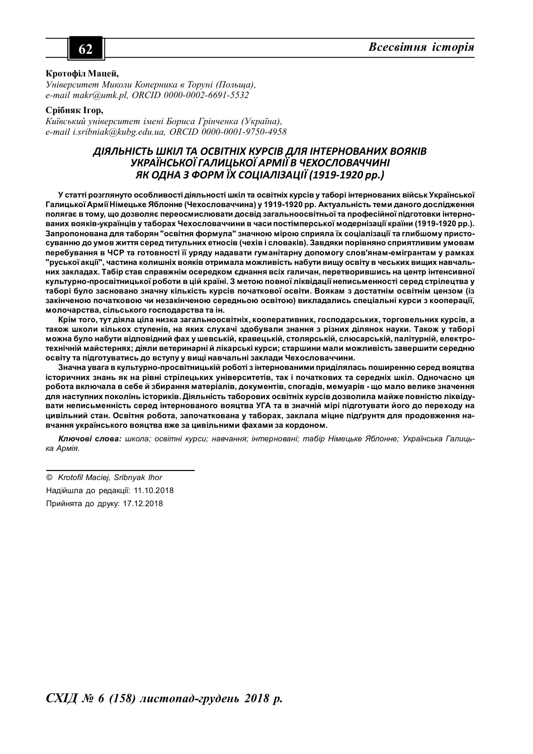**Кротофіл Мацей,**
*Університет Миколи Коперника в Торуні (Польща),*
*e-mail makr@umk.pl, ORCID 0000-0002-6691-5532*

**Срібняк Ігор,**
*Київський університет імені Бориса Грінченка (Україна),*
*e-mail i.sribniak@kubg.edu.ua, ORCID 0000-0001-9750-4958*

## *ДІЯЛЬНІСТЬ ШКІЛ ТА ОСВІТНІХ КУРСІВ ДЛЯ ІНТЕРНОВАНИХ ВОЯКІВ УКРАЇНСЬКОЇ ГАЛИЦЬКОЇ АРМІЇ В ЧЕХОСЛОВАЧЧИНІ ЯК ОДНА З ФОРМ ЇХ СОЦІАЛІЗАЦІЇ (1919-1920 pp.)*

**У статті розглянуто особливості діяльності шкіл та освітніх курсів у таборі інтернованих військ Української Галицької Армії Німецьке Яблонне (Чехословаччина) у 1919-1920 рр. Актуальність теми даного дослідження полягає в тому, що дозволяє переосмислювати досвід загальноосвітньої та професійної підготовки інтернованих вояків-українців у таборах Чехословаччини в часи постімперської модернізації країни (1919-1920 рр.). Запропонована для таборян "освітня формула" значною мірою сприяла їх соціалізації та глибшому пристосуванню до умов життя серед титульних етносів (чехів і словаків). Завдяки порівняно сприятливим умовам перебування в ЧСР та готовності її уряду надавати гуманітарну допомогу слов'янам-емігрантам у рамках "руської акції", частина колишніх вояків отримала можливість набути вищу освіту в чеських вищих навчальних закладах. Табір став справжнім осередком єднання всіх галичан, перетворившись на центр інтенсивної культурно-просвітницької роботи в цій країні. З метою повної ліквідації неписьменності серед стрілецтва у таборі було засновано значну кількість курсів початкової освіти. Воякам з достатнім освітнім цензом (із закінченою початковою чи незакінченою середньою освітою) викладались спеціальні курси з кооперації, молочарства, сільського господарства та ін.**

**Крім того, тут діяла ціла низка загальноосвітніх, кооперативних, господарських, торговельних курсів, а також школи кількох ступенів, на яких слухачі здобували знання з різних ділянок науки. Також у таборі можна було набути відповідний фах у шевській, кравецькій, столярській, слюсарській, палітурній, електротехнічній майстернях; діяли ветеринарні й лікарські курси; старшини мали можливість завершити середню освіту та підготуватись до вступу у вищі навчальні заклади Чехословаччини.**

**Значна увага в культурно-просвітницькій роботі з інтернованими приділялась поширенню серед вояцтва історичних знань як на рівні стрілецьких університетів, так і початкових та середніх шкіл. Одночасно ця робота включала в себе й збирання матеріалів, документів, спогадів, мемуарів - що мало велике значення для наступних поколінь істориків. Діяльність таборових освітніх курсів дозволила майже повністю ліквідувати неписьменність серед інтернованого вояцтва УГА та в значній мірі підготувати його до переходу на цивільний стан. Освітня робота, започаткована у таборах, заклала міцне підґрунтя для продовження навчання українського вояцтва вже за цивільними фахами за кордоном.**

***Ключові слова:*** *школа; освітні курси; навчання; інтерновані; табір Німецьке Яблонне; Українська Галицька Армія.*

---

© *Krotofil Maciej, Sribnyak Ihor*

Надійшла до редакції: 11.10.2018

Прийнята до друку: 17.12.2018